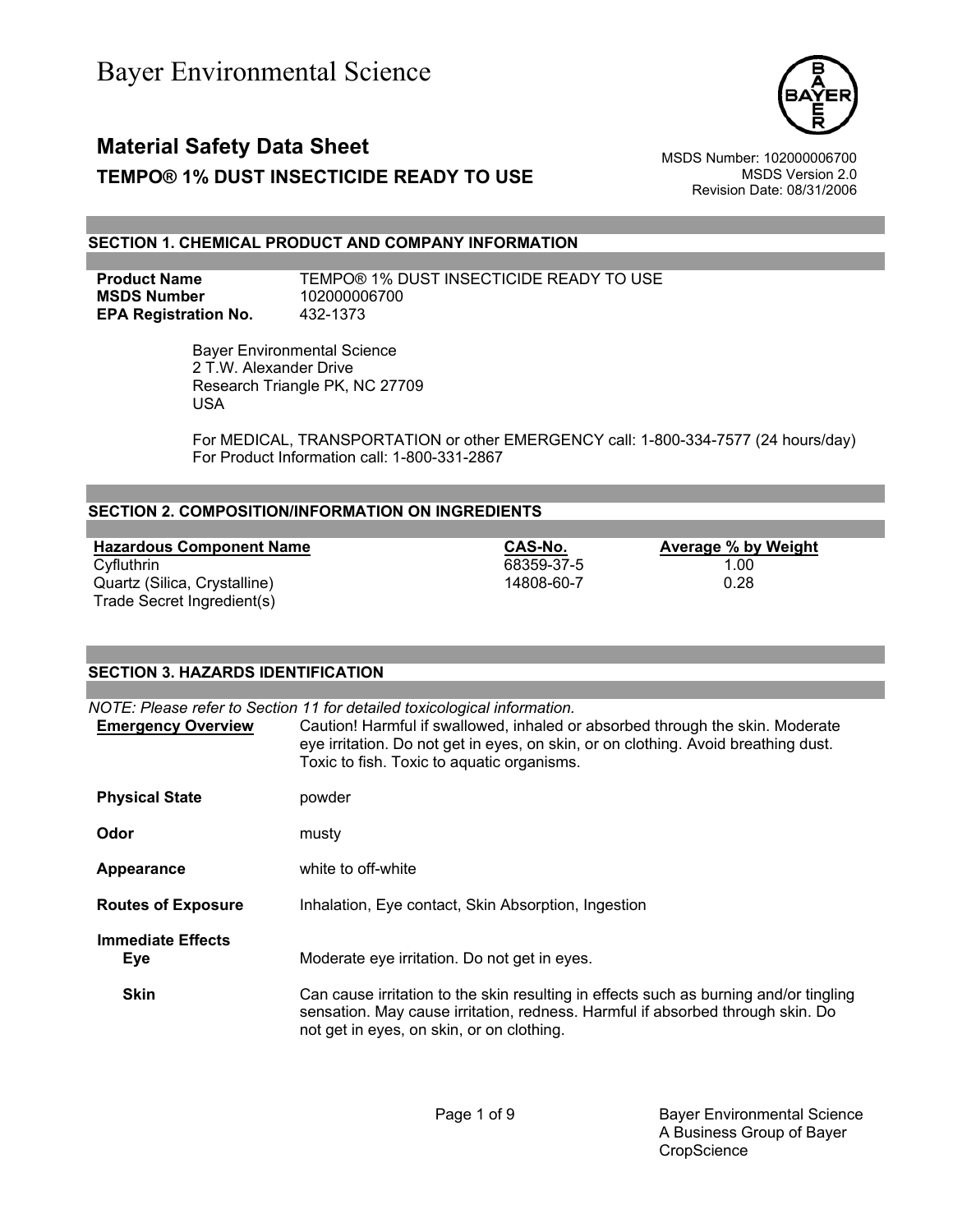# Bayer Environmental Science

## Material Safety Data Sheet

### TEMPO® 1% DUST INSECTICIDE READY TO USE

MSDS Number: 102000006700
MSDS Version 2.0
Revision Date: 08/31/2006

## SECTION 1. CHEMICAL PRODUCT AND COMPANY INFORMATION

**Product Name** TEMPO® 1% DUST INSECTICIDE READY TO USE
**MSDS Number** 102000006700
**EPA Registration No.** 432-1373

Bayer Environmental Science
2 T.W. Alexander Drive
Research Triangle PK, NC 27709
USA

For MEDICAL, TRANSPORTATION or other EMERGENCY call: 1-800-334-7577 (24 hours/day)
For Product Information call: 1-800-331-2867

## SECTION 2. COMPOSITION/INFORMATION ON INGREDIENTS

| Hazardous Component Name | CAS-No. | Average % by Weight |
|---|---|---|
| Cyfluthrin | 68359-37-5 | 1.00 |
| Quartz (Silica, Crystalline) | 14808-60-7 | 0.28 |
| Trade Secret Ingredient(s) | | |

## SECTION 3. HAZARDS IDENTIFICATION

*NOTE: Please refer to Section 11 for detailed toxicological information.*

**Emergency Overview** Caution! Harmful if swallowed, inhaled or absorbed through the skin. Moderate eye irritation. Do not get in eyes, on skin, or on clothing. Avoid breathing dust. Toxic to fish. Toxic to aquatic organisms.

**Physical State** powder

**Odor** musty

**Appearance** white to off-white

**Routes of Exposure** Inhalation, Eye contact, Skin Absorption, Ingestion

**Immediate Effects**

**Eye** Moderate eye irritation. Do not get in eyes.

**Skin** Can cause irritation to the skin resulting in effects such as burning and/or tingling sensation. May cause irritation, redness. Harmful if absorbed through skin. Do not get in eyes, on skin, or on clothing.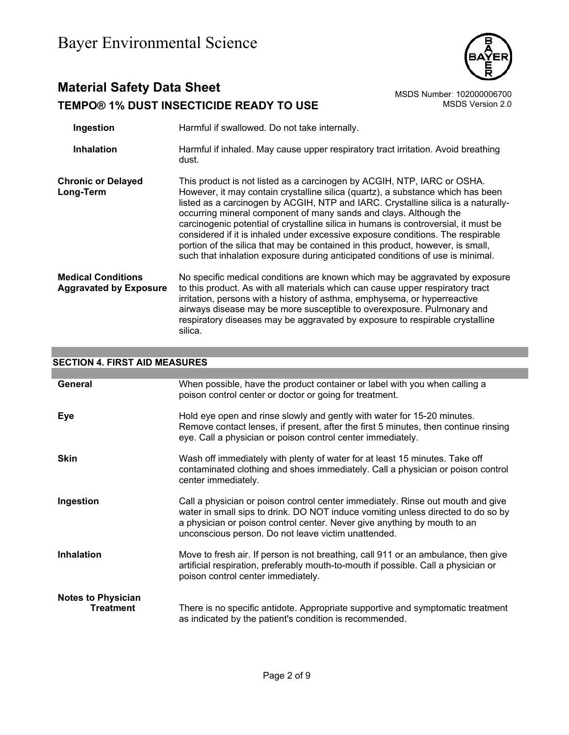| | |
|---|---|
| **Ingestion** | Harmful if swallowed. Do not take internally. |
| **Inhalation** | Harmful if inhaled. May cause upper respiratory tract irritation. Avoid breathing dust. |
| **Chronic or Delayed Long-Term** | This product is not listed as a carcinogen by ACGIH, NTP, IARC or OSHA. However, it may contain crystalline silica (quartz), a substance which has been listed as a carcinogen by ACGIH, NTP and IARC. Crystalline silica is a naturally-occurring mineral component of many sands and clays. Although the carcinogenic potential of crystalline silica in humans is controversial, it must be considered if it is inhaled under excessive exposure conditions. The respirable portion of the silica that may be contained in this product, however, is small, such that inhalation exposure during anticipated conditions of use is minimal. |
| **Medical Conditions Aggravated by Exposure** | No specific medical conditions are known which may be aggravated by exposure to this product. As with all materials which can cause upper respiratory tract irritation, persons with a history of asthma, emphysema, or hyperreactive airways disease may be more susceptible to overexposure. Pulmonary and respiratory diseases may be aggravated by exposure to respirable crystalline silica. |

## SECTION 4. FIRST AID MEASURES

| | |
|---|---|
| **General** | When possible, have the product container or label with you when calling a poison control center or doctor or going for treatment. |
| **Eye** | Hold eye open and rinse slowly and gently with water for 15-20 minutes. Remove contact lenses, if present, after the first 5 minutes, then continue rinsing eye. Call a physician or poison control center immediately. |
| **Skin** | Wash off immediately with plenty of water for at least 15 minutes. Take off contaminated clothing and shoes immediately. Call a physician or poison control center immediately. |
| **Ingestion** | Call a physician or poison control center immediately. Rinse out mouth and give water in small sips to drink. DO NOT induce vomiting unless directed to do so by a physician or poison control center. Never give anything by mouth to an unconscious person. Do not leave victim unattended. |
| **Inhalation** | Move to fresh air. If person is not breathing, call 911 or an ambulance, then give artificial respiration, preferably mouth-to-mouth if possible. Call a physician or poison control center immediately. |
| **Notes to Physician Treatment** | There is no specific antidote. Appropriate supportive and symptomatic treatment as indicated by the patient's condition is recommended. |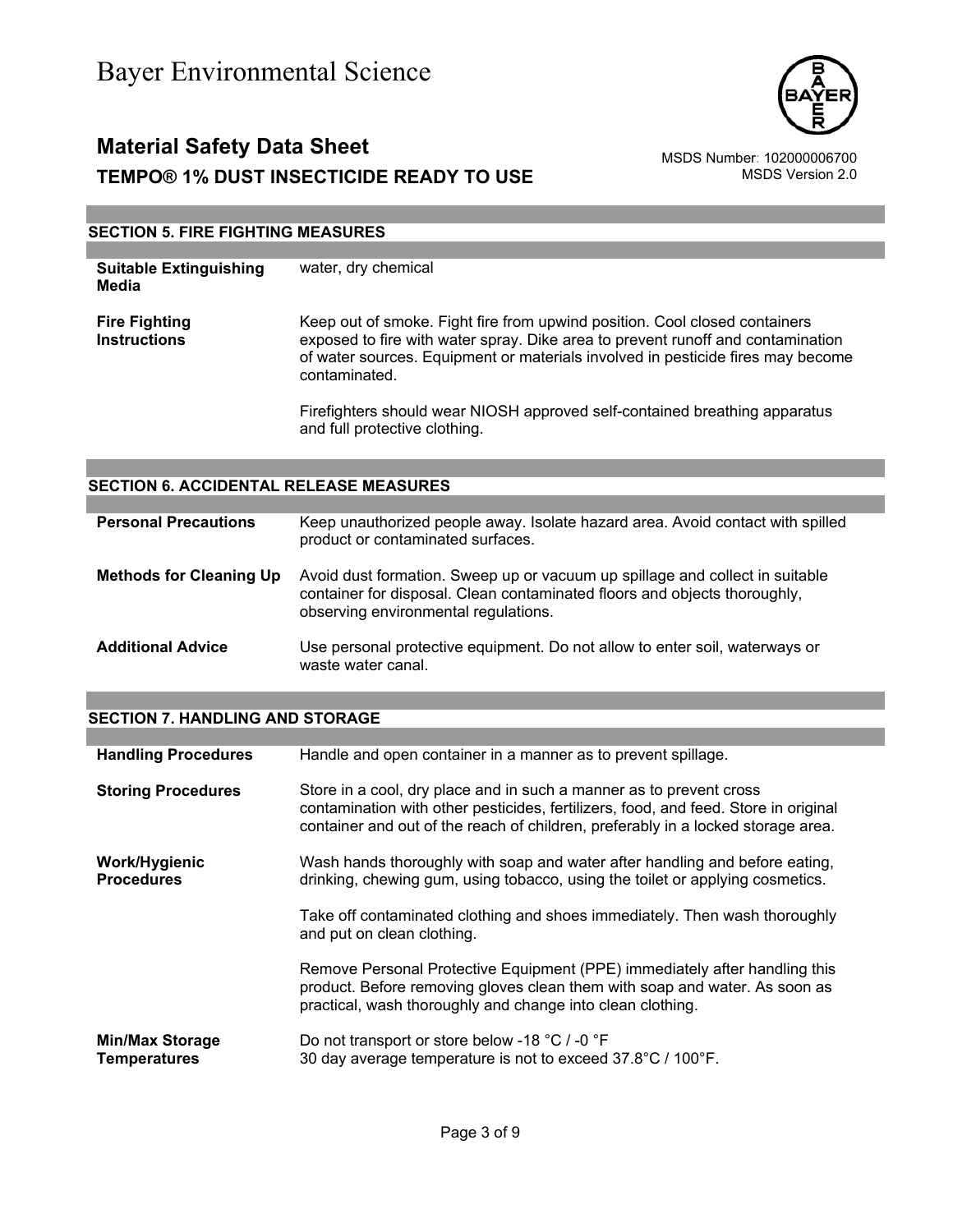## SECTION 5. FIRE FIGHTING MEASURES

| | |
|---|---|
| **Suitable Extinguishing Media** | water, dry chemical |
| **Fire Fighting Instructions** | Keep out of smoke. Fight fire from upwind position. Cool closed containers exposed to fire with water spray. Dike area to prevent runoff and contamination of water sources. Equipment or materials involved in pesticide fires may become contaminated.<br><br>Firefighters should wear NIOSH approved self-contained breathing apparatus and full protective clothing. |

## SECTION 6. ACCIDENTAL RELEASE MEASURES

| | |
|---|---|
| **Personal Precautions** | Keep unauthorized people away. Isolate hazard area. Avoid contact with spilled product or contaminated surfaces. |
| **Methods for Cleaning Up** | Avoid dust formation. Sweep up or vacuum up spillage and collect in suitable container for disposal. Clean contaminated floors and objects thoroughly, observing environmental regulations. |
| **Additional Advice** | Use personal protective equipment. Do not allow to enter soil, waterways or waste water canal. |

## SECTION 7. HANDLING AND STORAGE

| | |
|---|---|
| **Handling Procedures** | Handle and open container in a manner as to prevent spillage. |
| **Storing Procedures** | Store in a cool, dry place and in such a manner as to prevent cross contamination with other pesticides, fertilizers, food, and feed. Store in original container and out of the reach of children, preferably in a locked storage area. |
| **Work/Hygienic Procedures** | Wash hands thoroughly with soap and water after handling and before eating, drinking, chewing gum, using tobacco, using the toilet or applying cosmetics.<br><br>Take off contaminated clothing and shoes immediately. Then wash thoroughly and put on clean clothing.<br><br>Remove Personal Protective Equipment (PPE) immediately after handling this product. Before removing gloves clean them with soap and water. As soon as practical, wash thoroughly and change into clean clothing. |
| **Min/Max Storage Temperatures** | Do not transport or store below -18 °C / -0 °F<br>30 day average temperature is not to exceed 37.8°C / 100°F. |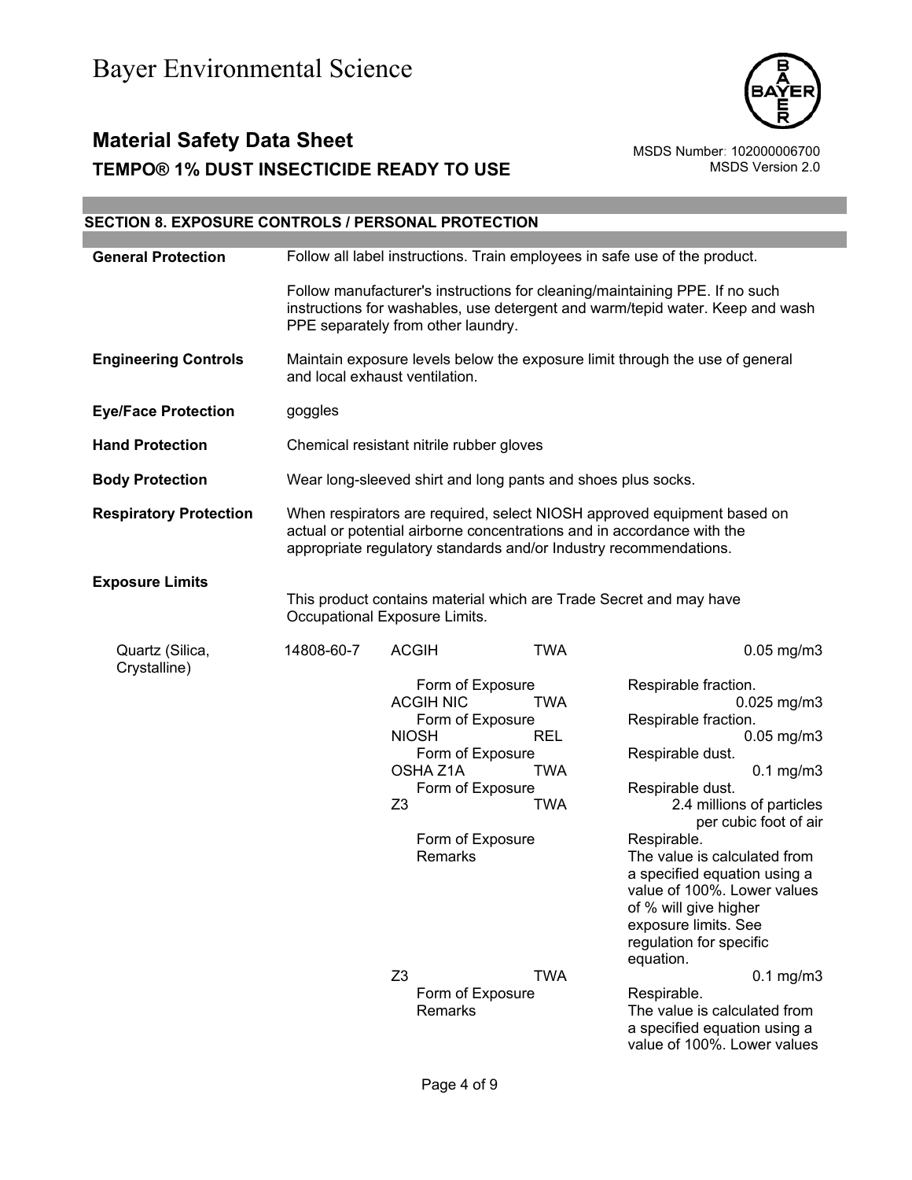Bayer Environmental Science

# Material Safety Data Sheet

**TEMPO® 1% DUST INSECTICIDE READY TO USE**

MSDS Number: 102000006700
MSDS Version 2.0

## SECTION 8. EXPOSURE CONTROLS / PERSONAL PROTECTION

**General Protection**

Follow all label instructions. Train employees in safe use of the product.

Follow manufacturer's instructions for cleaning/maintaining PPE. If no such instructions for washables, use detergent and warm/tepid water. Keep and wash PPE separately from other laundry.

**Engineering Controls**

Maintain exposure levels below the exposure limit through the use of general and local exhaust ventilation.

**Eye/Face Protection**

goggles

**Hand Protection**

Chemical resistant nitrile rubber gloves

**Body Protection**

Wear long-sleeved shirt and long pants and shoes plus socks.

**Respiratory Protection**

When respirators are required, select NIOSH approved equipment based on actual or potential airborne concentrations and in accordance with the appropriate regulatory standards and/or Industry recommendations.

**Exposure Limits**

This product contains material which are Trade Secret and may have Occupational Exposure Limits.

| Component | CAS No. | Source | Type | Value |
|---|---|---|---|---|
| Quartz (Silica, Crystalline) | 14808-60-7 | ACGIH | TWA | 0.05 mg/m3 |
| | | Form of Exposure | | Respirable fraction. |
| | | ACGIH NIC | TWA | 0.025 mg/m3 |
| | | Form of Exposure | | Respirable fraction. |
| | | NIOSH | REL | 0.05 mg/m3 |
| | | Form of Exposure | | Respirable dust. |
| | | OSHA Z1A | TWA | 0.1 mg/m3 |
| | | Form of Exposure | | Respirable dust. |
| | | Z3 | TWA | 2.4 millions of particles per cubic foot of air |
| | | Form of Exposure | | Respirable. |
| | | Remarks | | The value is calculated from a specified equation using a value of 100%. Lower values of % will give higher exposure limits. See regulation for specific equation. |
| | | Z3 | TWA | 0.1 mg/m3 |
| | | Form of Exposure | | Respirable. |
| | | Remarks | | The value is calculated from a specified equation using a value of 100%. Lower values |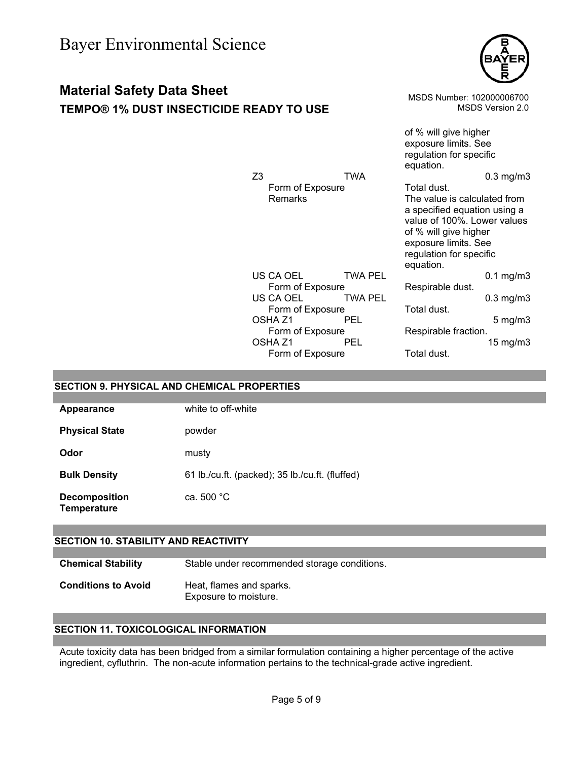| | | | |
|---|---|---|---|
| | | of % will give higher exposure limits. See regulation for specific equation. | |
| Z3 | TWA | | 0.3 mg/m3 |
| Form of Exposure | | Total dust. | |
| Remarks | | The value is calculated from a specified equation using a value of 100%. Lower values of % will give higher exposure limits. See regulation for specific equation. | |
| US CA OEL | TWA PEL | | 0.1 mg/m3 |
| Form of Exposure | | Respirable dust. | |
| US CA OEL | TWA PEL | | 0.3 mg/m3 |
| Form of Exposure | | Total dust. | |
| OSHA Z1 | PEL | | 5 mg/m3 |
| Form of Exposure | | Respirable fraction. | |
| OSHA Z1 | PEL | | 15 mg/m3 |
| Form of Exposure | | Total dust. | |

## SECTION 9. PHYSICAL AND CHEMICAL PROPERTIES

| | |
|---|---|
| **Appearance** | white to off-white |
| **Physical State** | powder |
| **Odor** | musty |
| **Bulk Density** | 61 lb./cu.ft. (packed); 35 lb./cu.ft. (fluffed) |
| **Decomposition Temperature** | ca. 500 °C |

## SECTION 10. STABILITY AND REACTIVITY

| | |
|---|---|
| **Chemical Stability** | Stable under recommended storage conditions. |
| **Conditions to Avoid** | Heat, flames and sparks.<br>Exposure to moisture. |

## SECTION 11. TOXICOLOGICAL INFORMATION

Acute toxicity data has been bridged from a similar formulation containing a higher percentage of the active ingredient, cyfluthrin. The non-acute information pertains to the technical-grade active ingredient.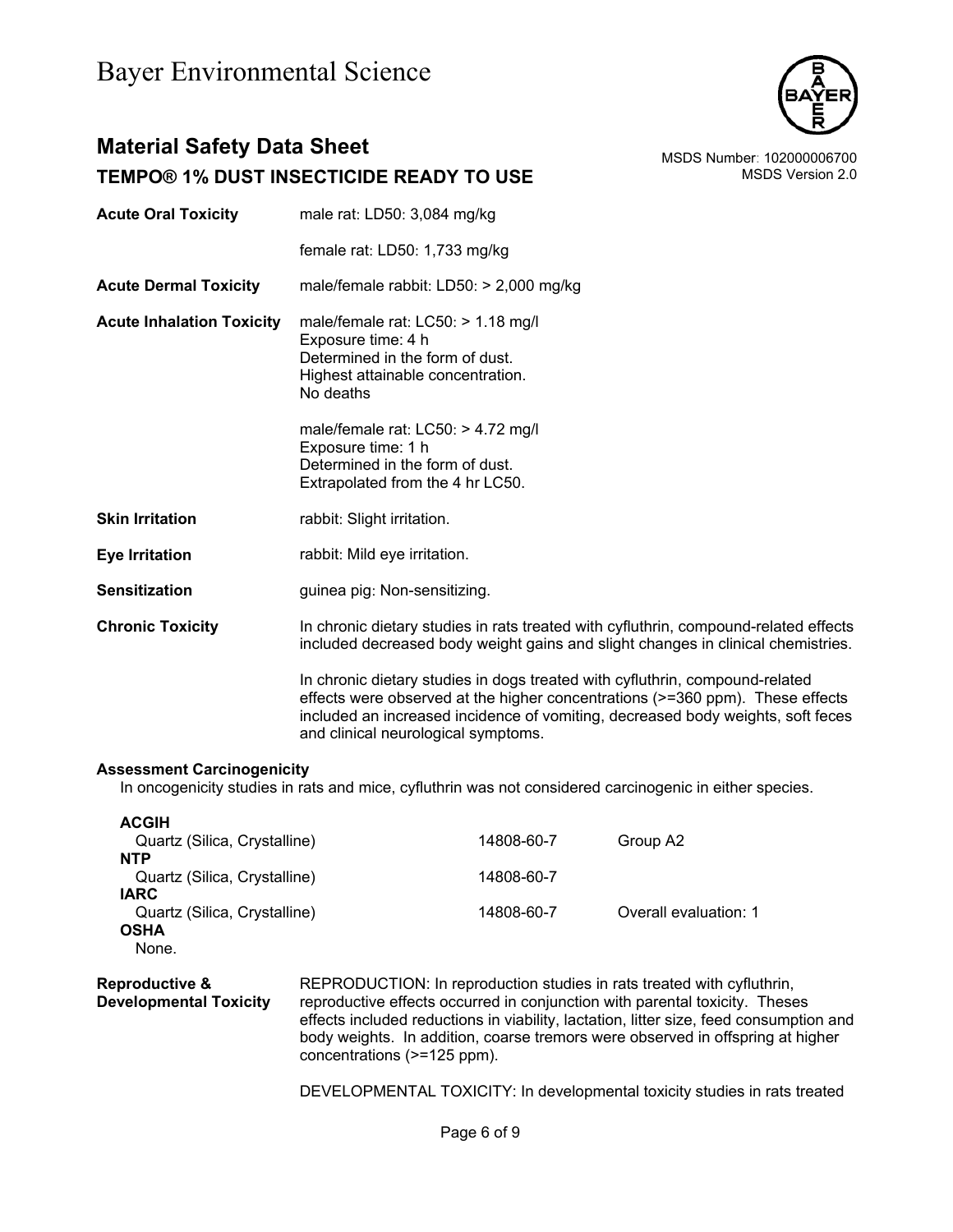| | |
|---|---|
| **Acute Oral Toxicity** | male rat: LD50: 3,084 mg/kg<br><br>female rat: LD50: 1,733 mg/kg |
| **Acute Dermal Toxicity** | male/female rabbit: LD50: > 2,000 mg/kg |
| **Acute Inhalation Toxicity** | male/female rat: LC50: > 1.18 mg/l<br>Exposure time: 4 h<br>Determined in the form of dust.<br>Highest attainable concentration.<br>No deaths<br><br>male/female rat: LC50: > 4.72 mg/l<br>Exposure time: 1 h<br>Determined in the form of dust.<br>Extrapolated from the 4 hr LC50. |
| **Skin Irritation** | rabbit: Slight irritation. |
| **Eye Irritation** | rabbit: Mild eye irritation. |
| **Sensitization** | guinea pig: Non-sensitizing. |
| **Chronic Toxicity** | In chronic dietary studies in rats treated with cyfluthrin, compound-related effects included decreased body weight gains and slight changes in clinical chemistries.<br><br>In chronic dietary studies in dogs treated with cyfluthrin, compound-related effects were observed at the higher concentrations (>=360 ppm). These effects included an increased incidence of vomiting, decreased body weights, soft feces and clinical neurological symptoms. |

**Assessment Carcinogenicity**

In oncogenicity studies in rats and mice, cyfluthrin was not considered carcinogenic in either species.

| | | |
|---|---|---|
| **ACGIH** | | |
| Quartz (Silica, Crystalline) | 14808-60-7 | Group A2 |
| **NTP** | | |
| Quartz (Silica, Crystalline) | 14808-60-7 | |
| **IARC** | | |
| Quartz (Silica, Crystalline) | 14808-60-7 | Overall evaluation: 1 |
| **OSHA** | | |
| None. | | |

**Reproductive & Developmental Toxicity**

REPRODUCTION: In reproduction studies in rats treated with cyfluthrin, reproductive effects occurred in conjunction with parental toxicity. Theses effects included reductions in viability, lactation, litter size, feed consumption and body weights. In addition, coarse tremors were observed in offspring at higher concentrations (>=125 ppm).

DEVELOPMENTAL TOXICITY: In developmental toxicity studies in rats treated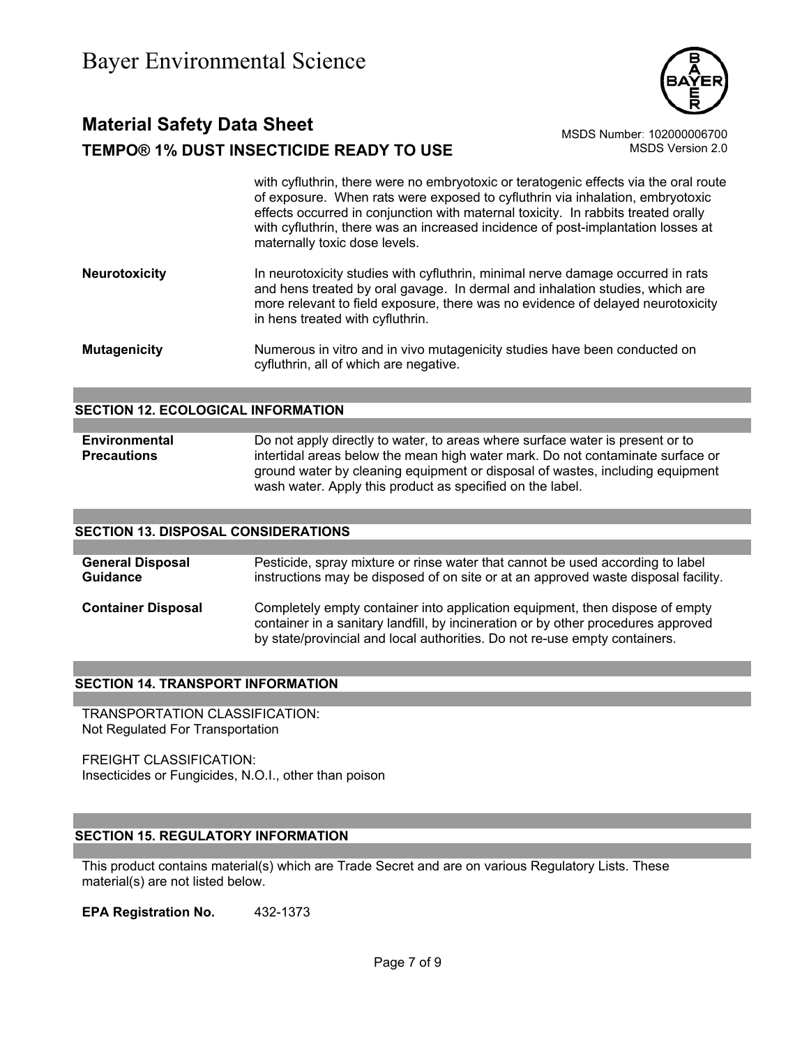with cyfluthrin, there were no embryotoxic or teratogenic effects via the oral route of exposure. When rats were exposed to cyfluthrin via inhalation, embryotoxic effects occurred in conjunction with maternal toxicity. In rabbits treated orally with cyfluthrin, there was an increased incidence of post-implantation losses at maternally toxic dose levels.

**Neurotoxicity** In neurotoxicity studies with cyfluthrin, minimal nerve damage occurred in rats and hens treated by oral gavage. In dermal and inhalation studies, which are more relevant to field exposure, there was no evidence of delayed neurotoxicity in hens treated with cyfluthrin.

**Mutagenicity** Numerous in vitro and in vivo mutagenicity studies have been conducted on cyfluthrin, all of which are negative.

## SECTION 12. ECOLOGICAL INFORMATION

**Environmental Precautions** Do not apply directly to water, to areas where surface water is present or to intertidal areas below the mean high water mark. Do not contaminate surface or ground water by cleaning equipment or disposal of wastes, including equipment wash water. Apply this product as specified on the label.

## SECTION 13. DISPOSAL CONSIDERATIONS

**General Disposal Guidance** Pesticide, spray mixture or rinse water that cannot be used according to label instructions may be disposed of on site or at an approved waste disposal facility.

**Container Disposal** Completely empty container into application equipment, then dispose of empty container in a sanitary landfill, by incineration or by other procedures approved by state/provincial and local authorities. Do not re-use empty containers.

## SECTION 14. TRANSPORT INFORMATION

TRANSPORTATION CLASSIFICATION:
Not Regulated For Transportation

FREIGHT CLASSIFICATION:
Insecticides or Fungicides, N.O.I., other than poison

## SECTION 15. REGULATORY INFORMATION

This product contains material(s) which are Trade Secret and are on various Regulatory Lists. These material(s) are not listed below.

**EPA Registration No.** 432-1373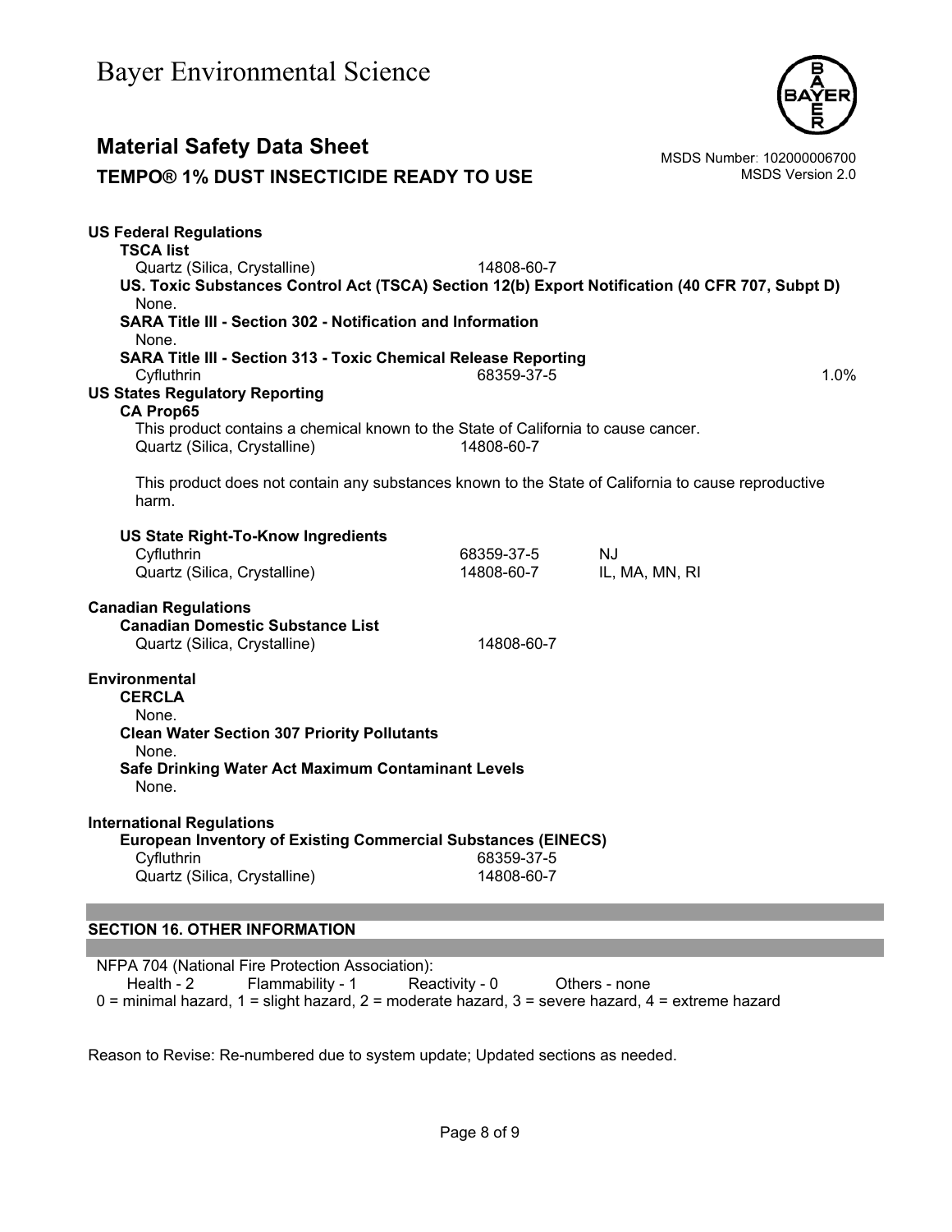**US Federal Regulations**

**TSCA list**

| | |
|---|---|
| Quartz (Silica, Crystalline) | 14808-60-7 |

**US. Toxic Substances Control Act (TSCA) Section 12(b) Export Notification (40 CFR 707, Subpt D)**

None.

**SARA Title III - Section 302 - Notification and Information**

None.

**SARA Title III - Section 313 - Toxic Chemical Release Reporting**

| | | |
|---|---|---|
| Cyfluthrin | 68359-37-5 | 1.0% |

**US States Regulatory Reporting**

**CA Prop65**

This product contains a chemical known to the State of California to cause cancer.

| | |
|---|---|
| Quartz (Silica, Crystalline) | 14808-60-7 |

This product does not contain any substances known to the State of California to cause reproductive harm.

**US State Right-To-Know Ingredients**

| | | |
|---|---|---|
| Cyfluthrin | 68359-37-5 | NJ |
| Quartz (Silica, Crystalline) | 14808-60-7 | IL, MA, MN, RI |

**Canadian Regulations**

**Canadian Domestic Substance List**

| | |
|---|---|
| Quartz (Silica, Crystalline) | 14808-60-7 |

**Environmental**

**CERCLA**

None.

**Clean Water Section 307 Priority Pollutants**

None.

**Safe Drinking Water Act Maximum Contaminant Levels**

None.

**International Regulations**

**European Inventory of Existing Commercial Substances (EINECS)**

| | |
|---|---|
| Cyfluthrin | 68359-37-5 |
| Quartz (Silica, Crystalline) | 14808-60-7 |

## SECTION 16. OTHER INFORMATION

NFPA 704 (National Fire Protection Association):

Health - 2 Flammability - 1 Reactivity - 0 Others - none

0 = minimal hazard, 1 = slight hazard, 2 = moderate hazard, 3 = severe hazard, 4 = extreme hazard

Reason to Revise: Re-numbered due to system update; Updated sections as needed.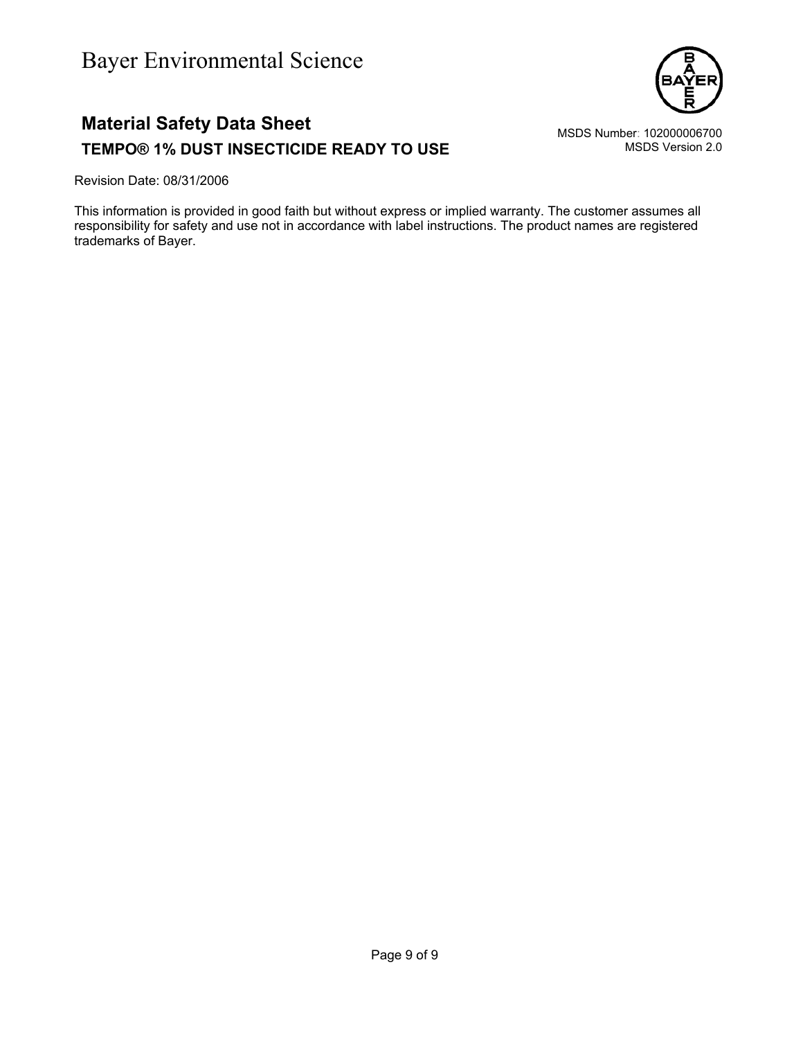Revision Date: 08/31/2006

This information is provided in good faith but without express or implied warranty. The customer assumes all responsibility for safety and use not in accordance with label instructions. The product names are registered trademarks of Bayer.